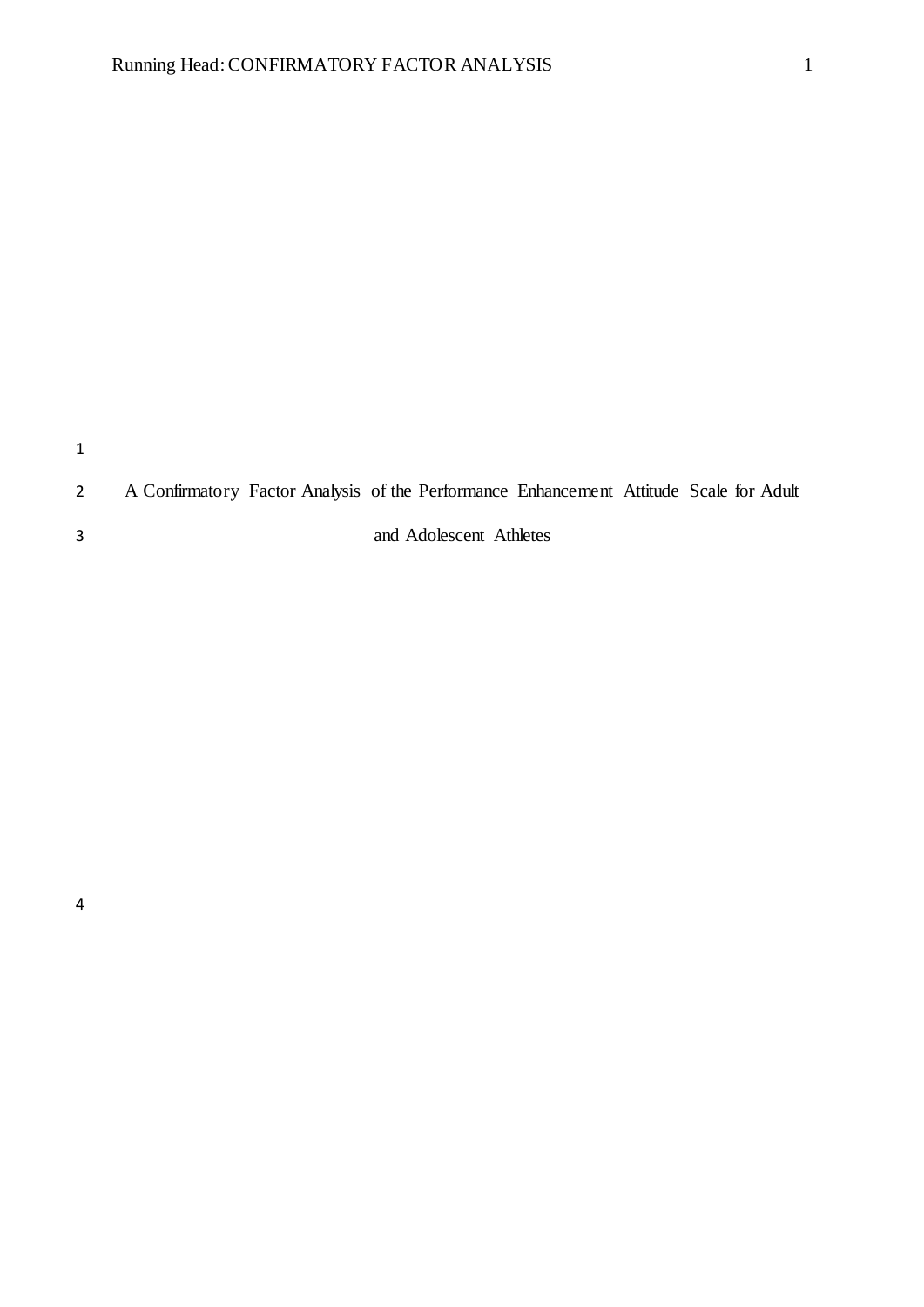# A Confirmatory Factor Analysis of the Performance Enhancement Attitude Scale for Adult and Adolescent Athletes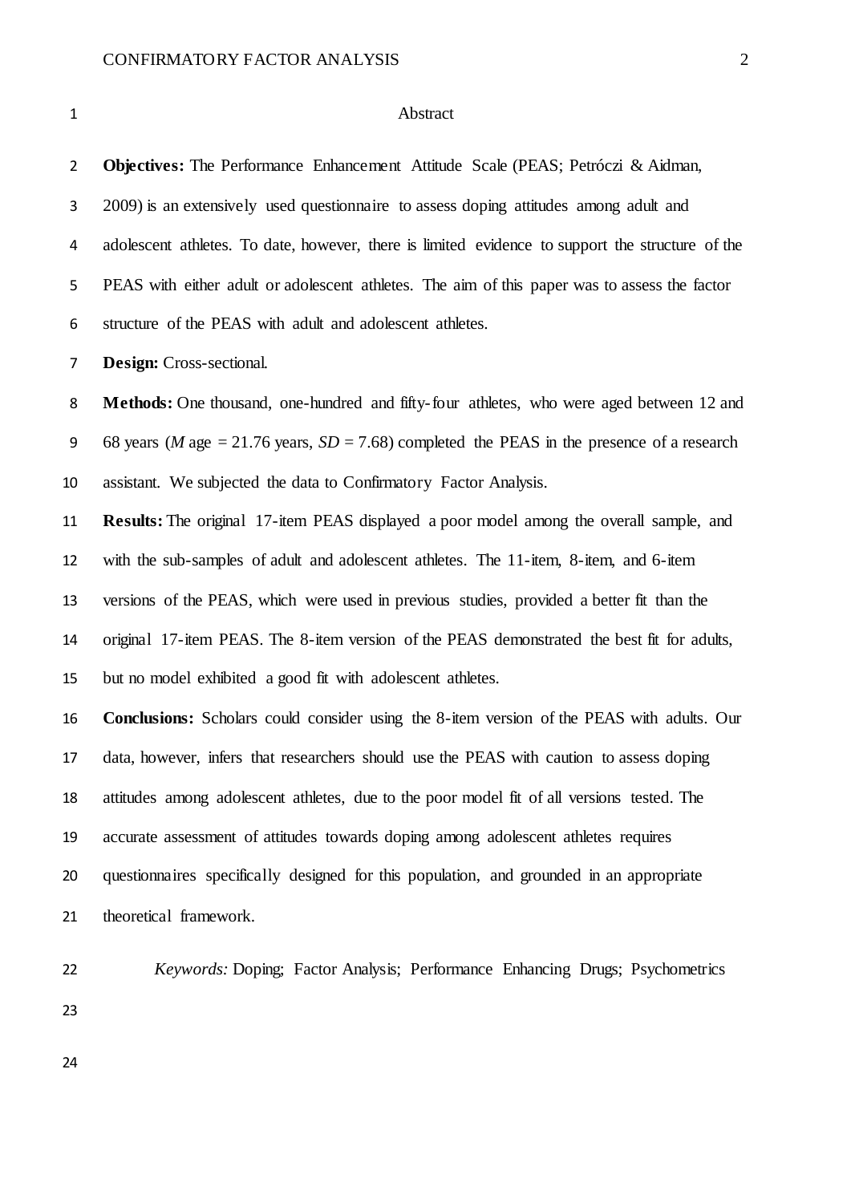## Abstract

**Objectives:** The Performance Enhancement Attitude Scale (PEAS; Petróczi & Aidman, 2009) is an extensively used questionnaire to assess doping attitudes among adult and adolescent athletes. To date, however, there is limited evidence to support the structure of the PEAS with either adult or adolescent athletes. The aim of this paper was to assess the factor structure of the PEAS with adult and adolescent athletes.

**Design:** Cross-sectional.

**Methods:** One thousand, one-hundred and fifty-four athletes, who were aged between 12 and 68 years (*M* age = 21.76 years, *SD* = 7.68) completed the PEAS in the presence of a research assistant. We subjected the data to Confirmatory Factor Analysis.

**Results:** The original 17-item PEAS displayed a poor model among the overall sample, and with the sub-samples of adult and adolescent athletes. The 11-item, 8-item, and 6-item versions of the PEAS, which were used in previous studies, provided a better fit than the original 17-item PEAS. The 8-item version of the PEAS demonstrated the best fit for adults, but no model exhibited a good fit with adolescent athletes.

**Conclusions:** Scholars could consider using the 8-item version of the PEAS with adults. Our data, however, infers that researchers should use the PEAS with caution to assess doping attitudes among adolescent athletes, due to the poor model fit of all versions tested. The accurate assessment of attitudes towards doping among adolescent athletes requires questionnaires specifically designed for this population, and grounded in an appropriate theoretical framework.

*Keywords:* Doping; Factor Analysis; Performance Enhancing Drugs; Psychometrics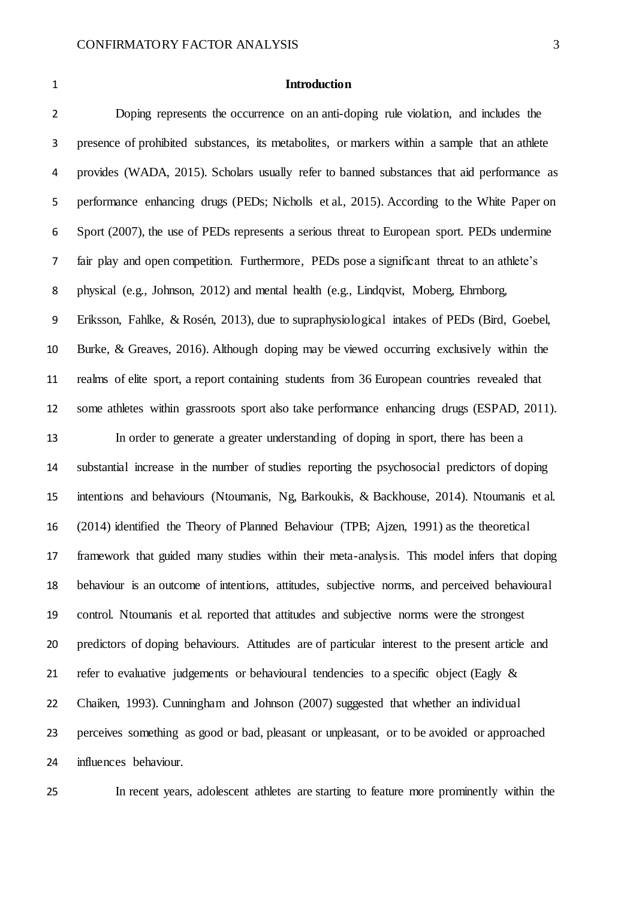# Introduction

Doping represents the occurrence on an anti-doping rule violation, and includes the presence of prohibited substances, its metabolites, or markers within a sample that an athlete provides (WADA, 2015). Scholars usually refer to banned substances that aid performance as performance enhancing drugs (PEDs; Nicholls et al., 2015). According to the White Paper on Sport (2007), the use of PEDs represents a serious threat to European sport. PEDs undermine fair play and open competition. Furthermore, PEDs pose a significant threat to an athlete's physical (e.g., Johnson, 2012) and mental health (e.g., Lindqvist, Moberg, Ehrnborg, Eriksson, Fahlke, & Rosén, 2013), due to supraphysiological intakes of PEDs (Bird, Goebel, Burke, & Greaves, 2016). Although doping may be viewed occurring exclusively within the realms of elite sport, a report containing students from 36 European countries revealed that some athletes within grassroots sport also take performance enhancing drugs (ESPAD, 2011).

In order to generate a greater understanding of doping in sport, there has been a substantial increase in the number of studies reporting the psychosocial predictors of doping intentions and behaviours (Ntoumanis, Ng, Barkoukis, & Backhouse, 2014). Ntoumanis et al. (2014) identified the Theory of Planned Behaviour (TPB; Ajzen, 1991) as the theoretical framework that guided many studies within their meta-analysis. This model infers that doping behaviour is an outcome of intentions, attitudes, subjective norms, and perceived behavioural control. Ntoumanis et al. reported that attitudes and subjective norms were the strongest predictors of doping behaviours. Attitudes are of particular interest to the present article and refer to evaluative judgements or behavioural tendencies to a specific object (Eagly & Chaiken, 1993). Cunningham and Johnson (2007) suggested that whether an individual perceives something as good or bad, pleasant or unpleasant, or to be avoided or approached influences behaviour.

In recent years, adolescent athletes are starting to feature more prominently within the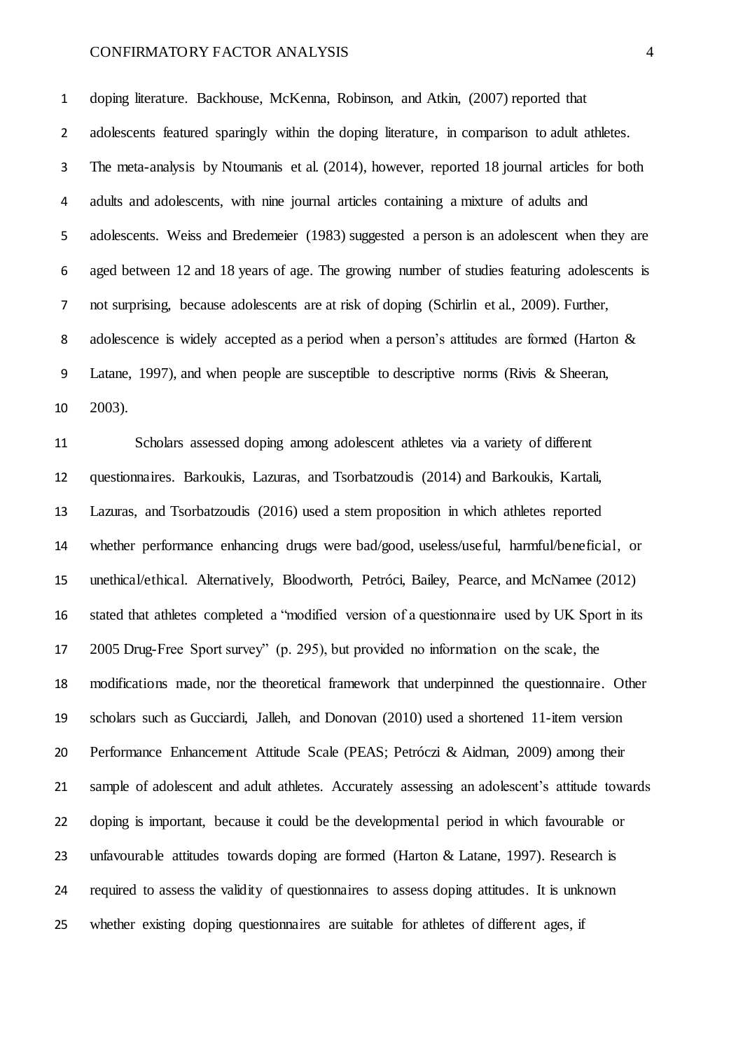doping literature. Backhouse, McKenna, Robinson, and Atkin, (2007) reported that adolescents featured sparingly within the doping literature, in comparison to adult athletes. The meta-analysis by Ntoumanis et al. (2014), however, reported 18 journal articles for both adults and adolescents, with nine journal articles containing a mixture of adults and adolescents. Weiss and Bredemeier (1983) suggested a person is an adolescent when they are aged between 12 and 18 years of age. The growing number of studies featuring adolescents is not surprising, because adolescents are at risk of doping (Schirlin et al., 2009). Further, adolescence is widely accepted as a period when a person's attitudes are formed (Harton & Latane, 1997), and when people are susceptible to descriptive norms (Rivis & Sheeran, 2003).

Scholars assessed doping among adolescent athletes via a variety of different questionnaires. Barkoukis, Lazuras, and Tsorbatzoudis (2014) and Barkoukis, Kartali, Lazuras, and Tsorbatzoudis (2016) used a stem proposition in which athletes reported whether performance enhancing drugs were bad/good, useless/useful, harmful/beneficial, or unethical/ethical. Alternatively, Bloodworth, Petróci, Bailey, Pearce, and McNamee (2012) stated that athletes completed a "modified version of a questionnaire used by UK Sport in its 2005 Drug-Free Sport survey" (p. 295), but provided no information on the scale, the modifications made, nor the theoretical framework that underpinned the questionnaire. Other scholars such as Gucciardi, Jalleh, and Donovan (2010) used a shortened 11-item version Performance Enhancement Attitude Scale (PEAS; Petróczi & Aidman, 2009) among their sample of adolescent and adult athletes. Accurately assessing an adolescent's attitude towards doping is important, because it could be the developmental period in which favourable or unfavourable attitudes towards doping are formed (Harton & Latane, 1997). Research is required to assess the validity of questionnaires to assess doping attitudes. It is unknown whether existing doping questionnaires are suitable for athletes of different ages, if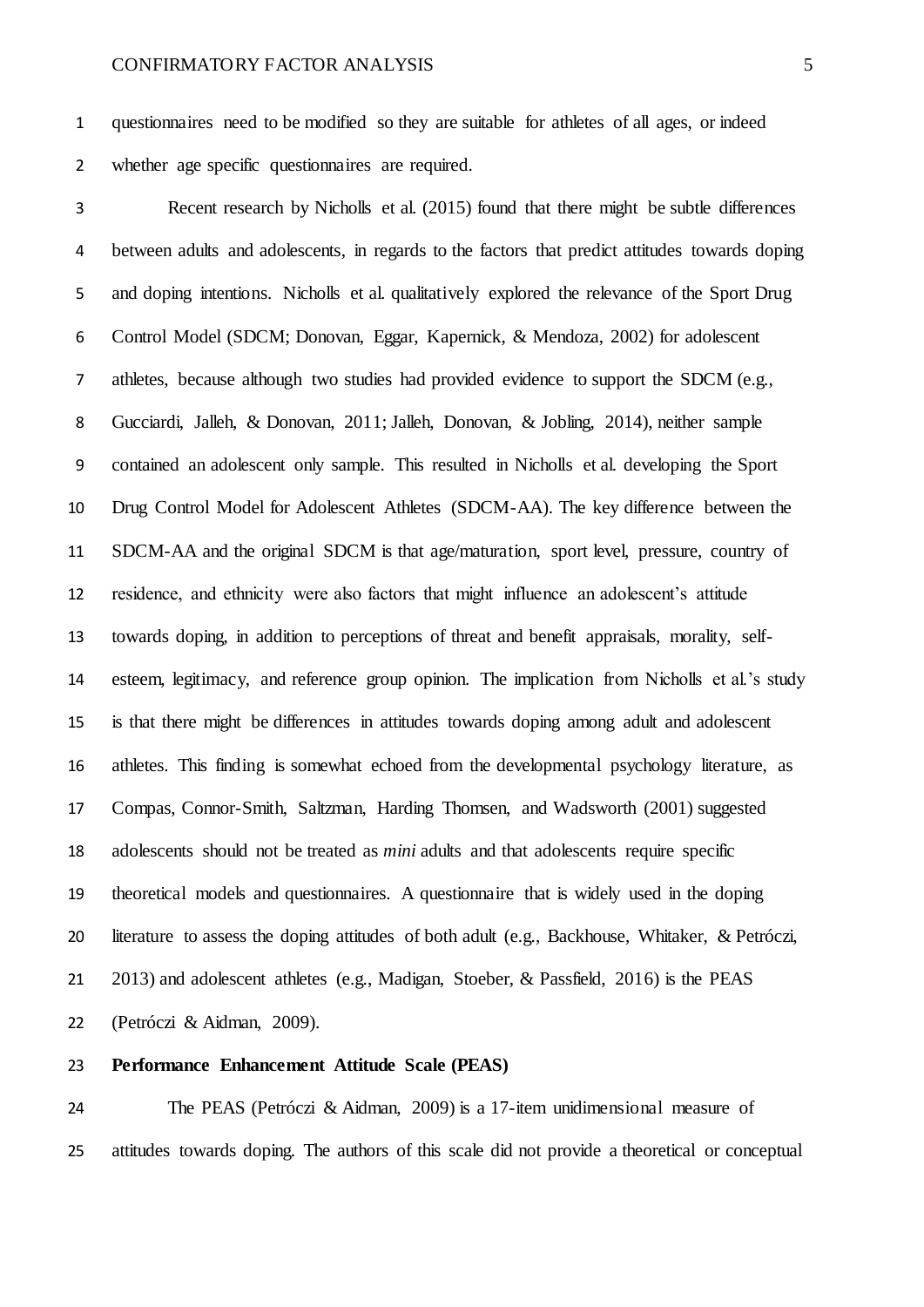questionnaires need to be modified so they are suitable for athletes of all ages, or indeed whether age specific questionnaires are required.

Recent research by Nicholls et al. (2015) found that there might be subtle differences between adults and adolescents, in regards to the factors that predict attitudes towards doping and doping intentions. Nicholls et al. qualitatively explored the relevance of the Sport Drug Control Model (SDCM; Donovan, Eggar, Kapernick, & Mendoza, 2002) for adolescent athletes, because although two studies had provided evidence to support the SDCM (e.g., Gucciardi, Jalleh, & Donovan, 2011; Jalleh, Donovan, & Jobling, 2014), neither sample contained an adolescent only sample. This resulted in Nicholls et al. developing the Sport Drug Control Model for Adolescent Athletes (SDCM-AA). The key difference between the SDCM-AA and the original SDCM is that age/maturation, sport level, pressure, country of residence, and ethnicity were also factors that might influence an adolescent's attitude towards doping, in addition to perceptions of threat and benefit appraisals, morality, self-esteem, legitimacy, and reference group opinion. The implication from Nicholls et al.'s study is that there might be differences in attitudes towards doping among adult and adolescent athletes. This finding is somewhat echoed from the developmental psychology literature, as Compas, Connor-Smith, Saltzman, Harding Thomsen, and Wadsworth (2001) suggested adolescents should not be treated as *mini* adults and that adolescents require specific theoretical models and questionnaires. A questionnaire that is widely used in the doping literature to assess the doping attitudes of both adult (e.g., Backhouse, Whitaker, & Petróczi, 2013) and adolescent athletes (e.g., Madigan, Stoeber, & Passfield, 2016) is the PEAS (Petróczi & Aidman, 2009).

## Performance Enhancement Attitude Scale (PEAS)

The PEAS (Petróczi & Aidman, 2009) is a 17-item unidimensional measure of attitudes towards doping. The authors of this scale did not provide a theoretical or conceptual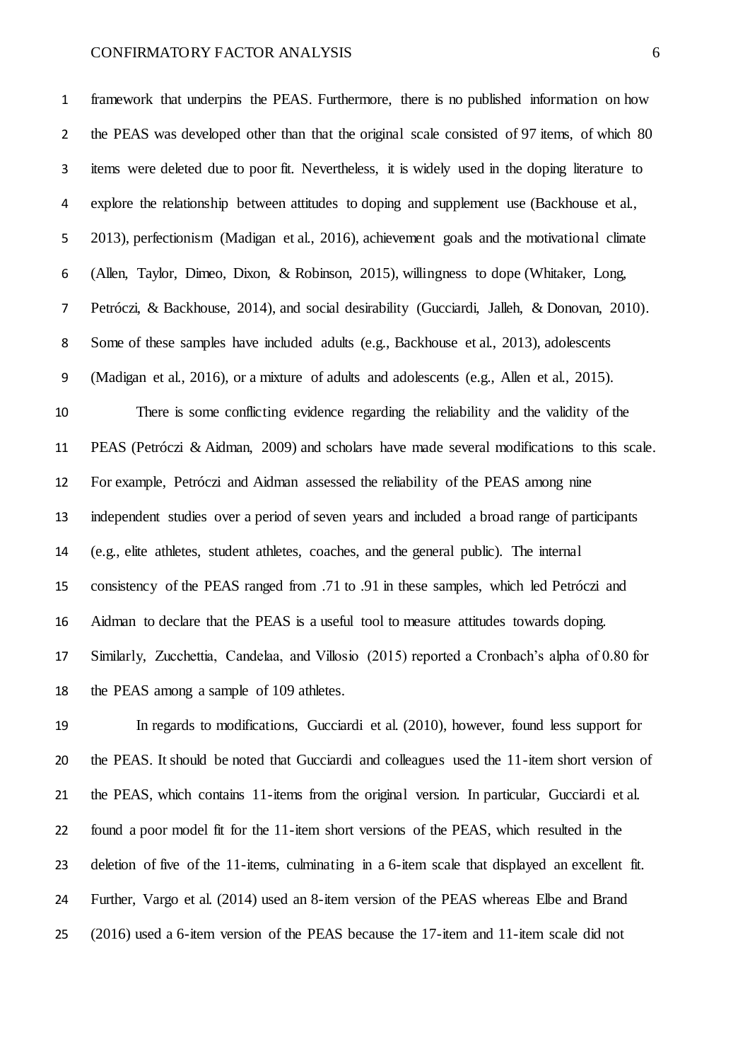framework that underpins the PEAS. Furthermore, there is no published information on how the PEAS was developed other than that the original scale consisted of 97 items, of which 80 items were deleted due to poor fit. Nevertheless, it is widely used in the doping literature to explore the relationship between attitudes to doping and supplement use (Backhouse et al., 2013), perfectionism (Madigan et al., 2016), achievement goals and the motivational climate (Allen, Taylor, Dimeo, Dixon, & Robinson, 2015), willingness to dope (Whitaker, Long, Petróczi, & Backhouse, 2014), and social desirability (Gucciardi, Jalleh, & Donovan, 2010). Some of these samples have included adults (e.g., Backhouse et al., 2013), adolescents (Madigan et al., 2016), or a mixture of adults and adolescents (e.g., Allen et al., 2015).

There is some conflicting evidence regarding the reliability and the validity of the PEAS (Petróczi & Aidman, 2009) and scholars have made several modifications to this scale. For example, Petróczi and Aidman assessed the reliability of the PEAS among nine independent studies over a period of seven years and included a broad range of participants (e.g., elite athletes, student athletes, coaches, and the general public). The internal consistency of the PEAS ranged from .71 to .91 in these samples, which led Petróczi and Aidman to declare that the PEAS is a useful tool to measure attitudes towards doping. Similarly, Zucchettia, Candelaa, and Villosio (2015) reported a Cronbach's alpha of 0.80 for the PEAS among a sample of 109 athletes.

In regards to modifications, Gucciardi et al. (2010), however, found less support for the PEAS. It should be noted that Gucciardi and colleagues used the 11-item short version of the PEAS, which contains 11-items from the original version. In particular, Gucciardi et al. found a poor model fit for the 11-item short versions of the PEAS, which resulted in the deletion of five of the 11-items, culminating in a 6-item scale that displayed an excellent fit. Further, Vargo et al. (2014) used an 8-item version of the PEAS whereas Elbe and Brand (2016) used a 6-item version of the PEAS because the 17-item and 11-item scale did not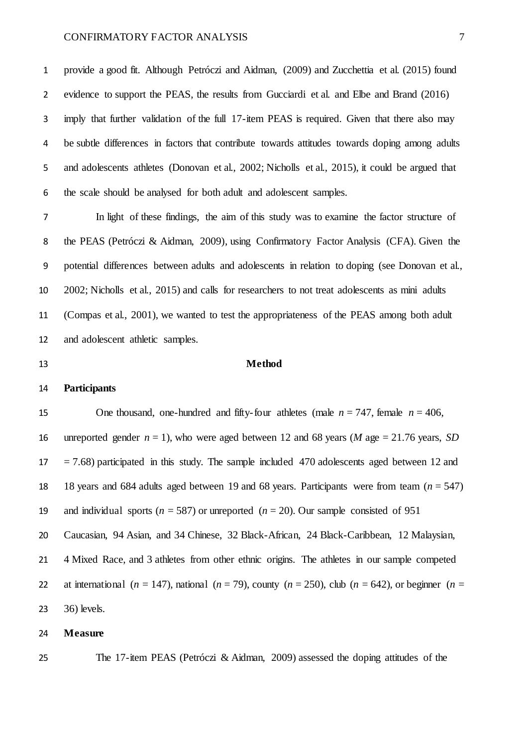provide a good fit. Although Petróczi and Aidman, (2009) and Zucchettia et al. (2015) found evidence to support the PEAS, the results from Gucciardi et al. and Elbe and Brand (2016) imply that further validation of the full 17-item PEAS is required. Given that there also may be subtle differences in factors that contribute towards attitudes towards doping among adults and adolescents athletes (Donovan et al., 2002; Nicholls et al., 2015), it could be argued that the scale should be analysed for both adult and adolescent samples.

In light of these findings, the aim of this study was to examine the factor structure of the PEAS (Petróczi & Aidman, 2009), using Confirmatory Factor Analysis (CFA). Given the potential differences between adults and adolescents in relation to doping (see Donovan et al., 2002; Nicholls et al., 2015) and calls for researchers to not treat adolescents as mini adults (Compas et al., 2001), we wanted to test the appropriateness of the PEAS among both adult and adolescent athletic samples.

## Method

### Participants

One thousand, one-hundred and fifty-four athletes (male $n = 747$, female $n = 406$, unreported gender $n = 1$), who were aged between 12 and 68 years ($M$ age = 21.76 years, $SD$ = 7.68) participated in this study. The sample included 470 adolescents aged between 12 and 18 years and 684 adults aged between 19 and 68 years. Participants were from team ($n = 547$) and individual sports ($n = 587$) or unreported ($n = 20$). Our sample consisted of 951 Caucasian, 94 Asian, and 34 Chinese, 32 Black-African, 24 Black-Caribbean, 12 Malaysian, 4 Mixed Race, and 3 athletes from other ethnic origins. The athletes in our sample competed at international ($n = 147$), national ($n = 79$), county ($n = 250$), club ($n = 642$), or beginner ($n = 36$) levels.

### Measure

The 17-item PEAS (Petróczi & Aidman, 2009) assessed the doping attitudes of the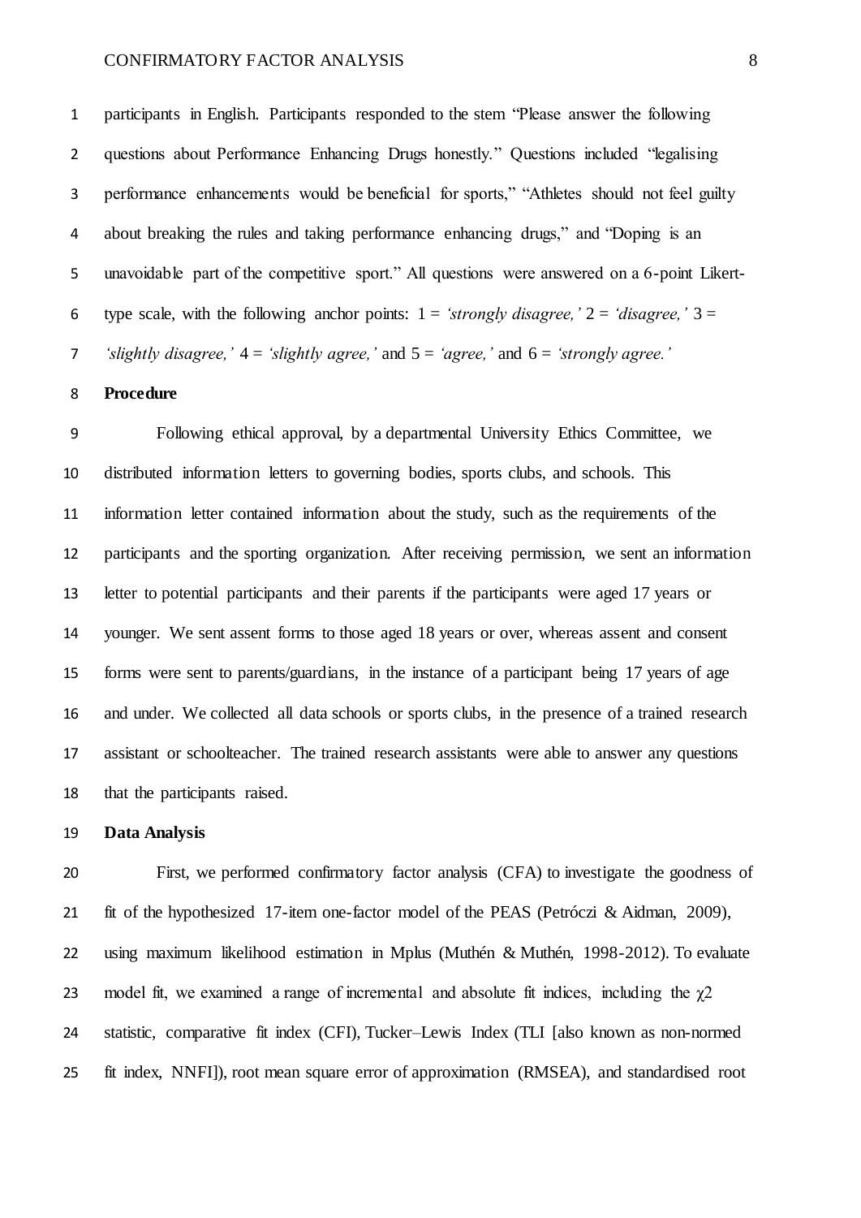participants in English. Participants responded to the stem "Please answer the following questions about Performance Enhancing Drugs honestly." Questions included "legalising performance enhancements would be beneficial for sports," "Athletes should not feel guilty about breaking the rules and taking performance enhancing drugs," and "Doping is an unavoidable part of the competitive sport." All questions were answered on a 6-point Likert-type scale, with the following anchor points: 1 = *'strongly disagree,'* 2 = *'disagree,'* 3 = *'slightly disagree,'* 4 = *'slightly agree,'* and 5 = *'agree,'* and 6 = *'strongly agree.'*

**Procedure**

Following ethical approval, by a departmental University Ethics Committee, we distributed information letters to governing bodies, sports clubs, and schools. This information letter contained information about the study, such as the requirements of the participants and the sporting organization. After receiving permission, we sent an information letter to potential participants and their parents if the participants were aged 17 years or younger. We sent assent forms to those aged 18 years or over, whereas assent and consent forms were sent to parents/guardians, in the instance of a participant being 17 years of age and under. We collected all data schools or sports clubs, in the presence of a trained research assistant or schoolteacher. The trained research assistants were able to answer any questions that the participants raised.

**Data Analysis**

First, we performed confirmatory factor analysis (CFA) to investigate the goodness of fit of the hypothesized 17-item one-factor model of the PEAS (Petróczi & Aidman, 2009), using maximum likelihood estimation in Mplus (Muthén & Muthén, 1998-2012). To evaluate model fit, we examined a range of incremental and absolute fit indices, including the $\chi 2$ statistic, comparative fit index (CFI), Tucker–Lewis Index (TLI [also known as non-normed fit index, NNFI]), root mean square error of approximation (RMSEA), and standardised root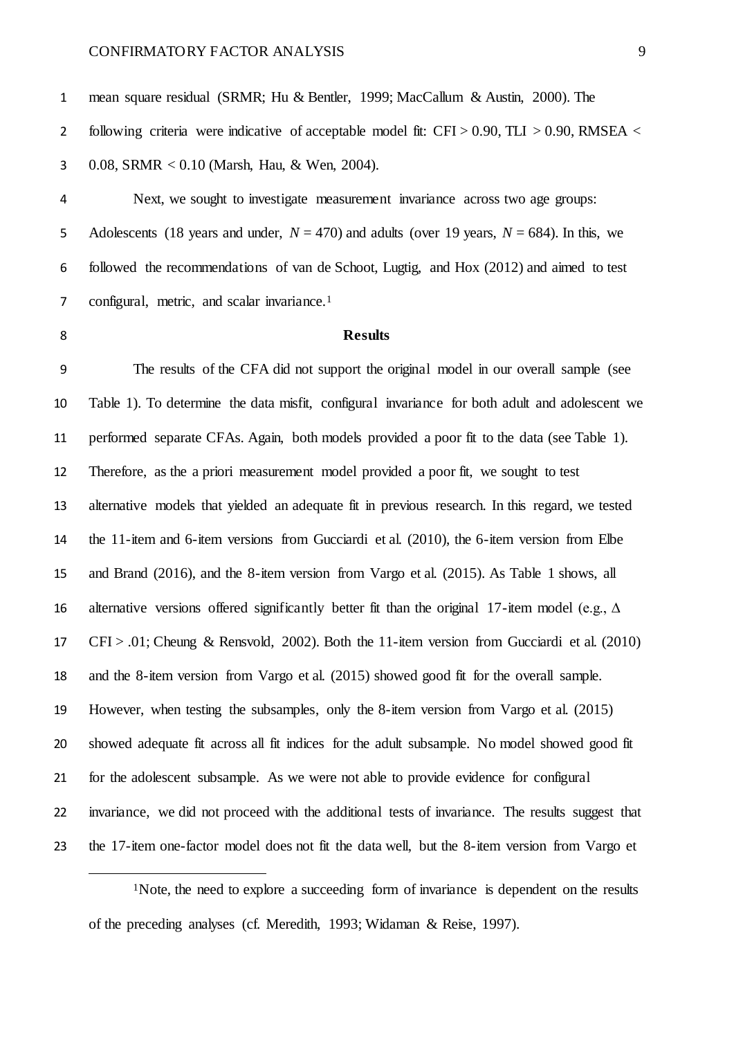mean square residual (SRMR; Hu & Bentler, 1999; MacCallum & Austin, 2000). The following criteria were indicative of acceptable model fit: CFI > 0.90, TLI > 0.90, RMSEA < 0.08, SRMR < 0.10 (Marsh, Hau, & Wen, 2004).

Next, we sought to investigate measurement invariance across two age groups: Adolescents (18 years and under, *N* = 470) and adults (over 19 years, *N* = 684). In this, we followed the recommendations of van de Schoot, Lugtig, and Hox (2012) and aimed to test configural, metric, and scalar invariance.[1]

## Results

The results of the CFA did not support the original model in our overall sample (see Table 1). To determine the data misfit, configural invariance for both adult and adolescent we performed separate CFAs. Again, both models provided a poor fit to the data (see Table 1). Therefore, as the a priori measurement model provided a poor fit, we sought to test alternative models that yielded an adequate fit in previous research. In this regard, we tested the 11-item and 6-item versions from Gucciardi et al. (2010), the 6-item version from Elbe and Brand (2016), and the 8-item version from Vargo et al. (2015). As Table 1 shows, all alternative versions offered significantly better fit than the original 17-item model (e.g., $\Delta$ CFI > .01; Cheung & Rensvold, 2002). Both the 11-item version from Gucciardi et al. (2010) and the 8-item version from Vargo et al. (2015) showed good fit for the overall sample. However, when testing the subsamples, only the 8-item version from Vargo et al. (2015) showed adequate fit across all fit indices for the adult subsample. No model showed good fit for the adolescent subsample. As we were not able to provide evidence for configural invariance, we did not proceed with the additional tests of invariance. The results suggest that the 17-item one-factor model does not fit the data well, but the 8-item version from Vargo et

[1]Note, the need to explore a succeeding form of invariance is dependent on the results of the preceding analyses (cf. Meredith, 1993; Widaman & Reise, 1997).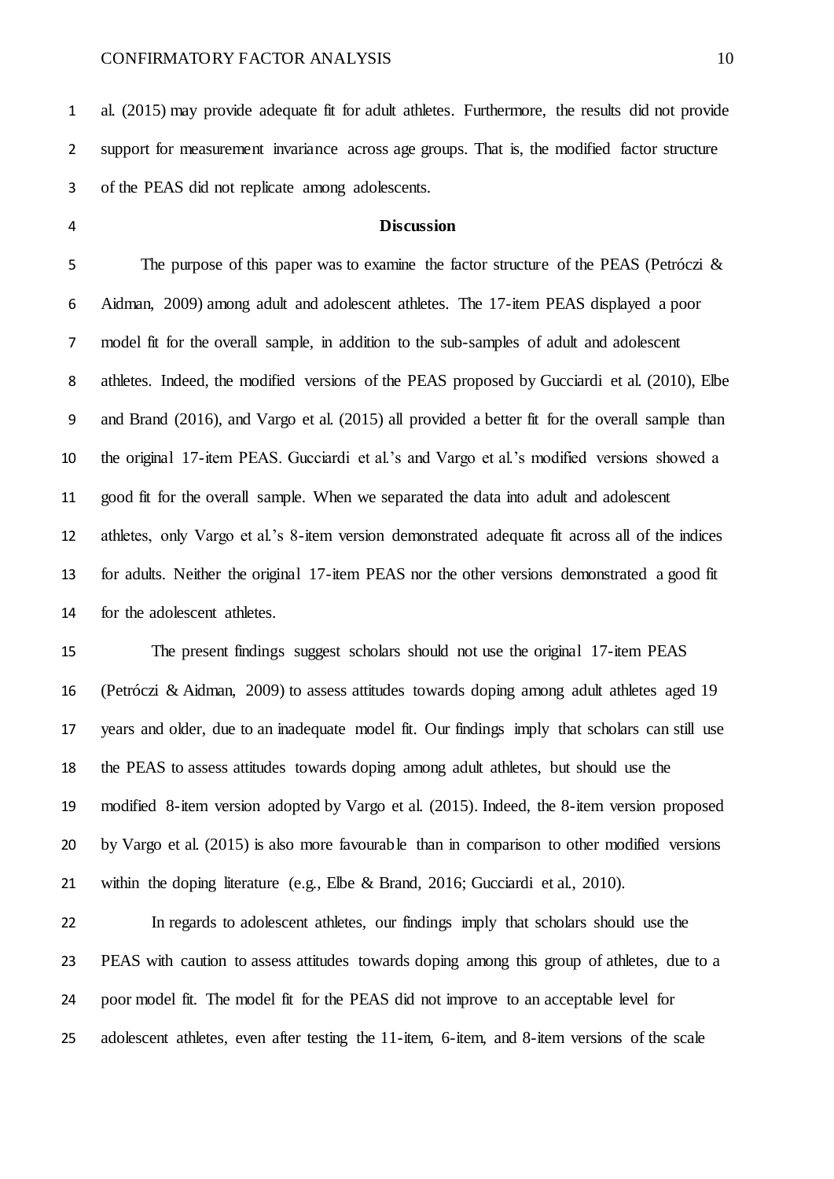al. (2015) may provide adequate fit for adult athletes. Furthermore, the results did not provide support for measurement invariance across age groups. That is, the modified factor structure of the PEAS did not replicate among adolescents.

## Discussion

The purpose of this paper was to examine the factor structure of the PEAS (Petróczi & Aidman, 2009) among adult and adolescent athletes. The 17-item PEAS displayed a poor model fit for the overall sample, in addition to the sub-samples of adult and adolescent athletes. Indeed, the modified versions of the PEAS proposed by Gucciardi et al. (2010), Elbe and Brand (2016), and Vargo et al. (2015) all provided a better fit for the overall sample than the original 17-item PEAS. Gucciardi et al.'s and Vargo et al.'s modified versions showed a good fit for the overall sample. When we separated the data into adult and adolescent athletes, only Vargo et al.'s 8-item version demonstrated adequate fit across all of the indices for adults. Neither the original 17-item PEAS nor the other versions demonstrated a good fit for the adolescent athletes.

The present findings suggest scholars should not use the original 17-item PEAS (Petróczi & Aidman, 2009) to assess attitudes towards doping among adult athletes aged 19 years and older, due to an inadequate model fit. Our findings imply that scholars can still use the PEAS to assess attitudes towards doping among adult athletes, but should use the modified 8-item version adopted by Vargo et al. (2015). Indeed, the 8-item version proposed by Vargo et al. (2015) is also more favourable than in comparison to other modified versions within the doping literature (e.g., Elbe & Brand, 2016; Gucciardi et al., 2010).

In regards to adolescent athletes, our findings imply that scholars should use the PEAS with caution to assess attitudes towards doping among this group of athletes, due to a poor model fit. The model fit for the PEAS did not improve to an acceptable level for adolescent athletes, even after testing the 11-item, 6-item, and 8-item versions of the scale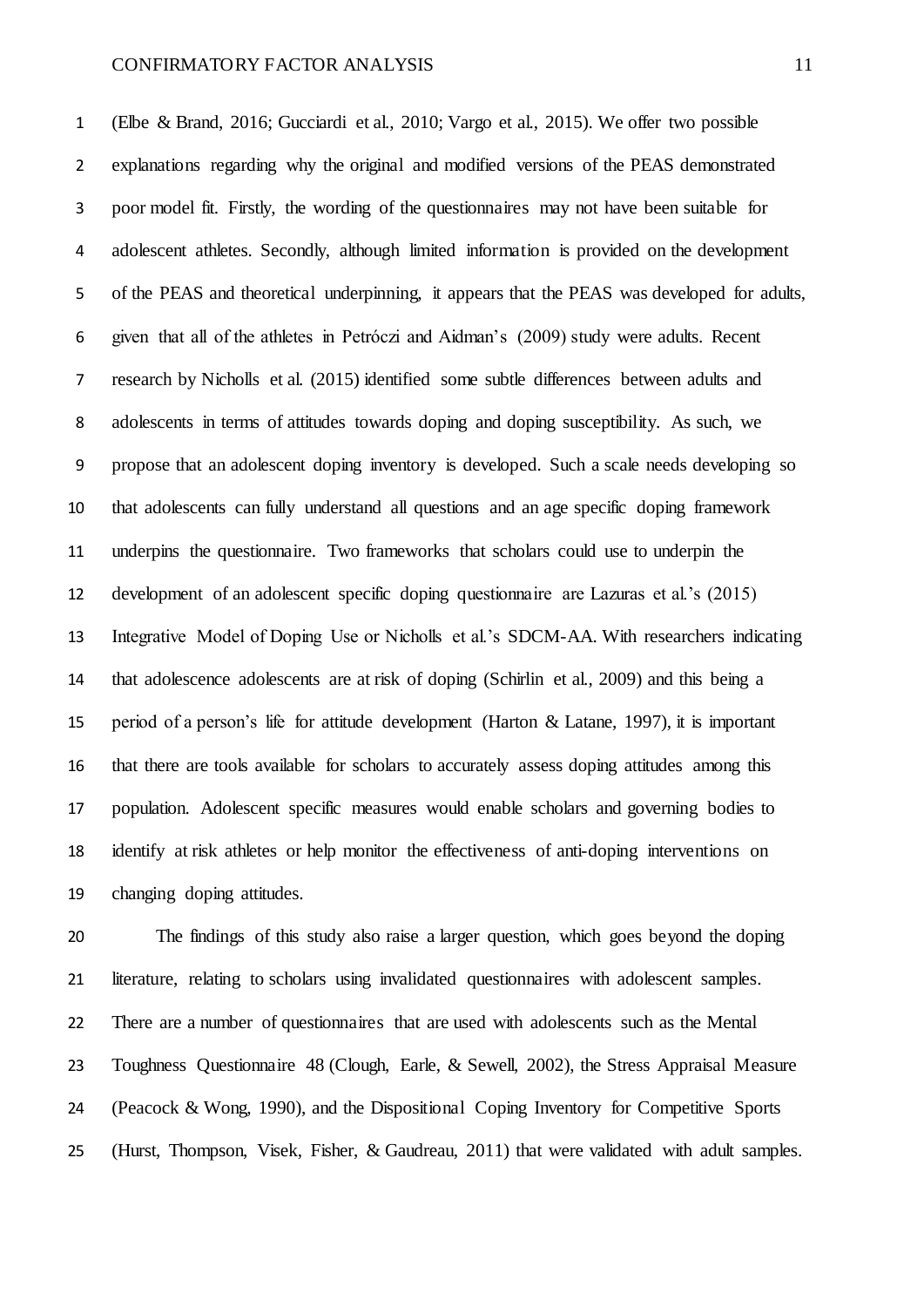(Elbe & Brand, 2016; Gucciardi et al., 2010; Vargo et al., 2015). We offer two possible explanations regarding why the original and modified versions of the PEAS demonstrated poor model fit. Firstly, the wording of the questionnaires may not have been suitable for adolescent athletes. Secondly, although limited information is provided on the development of the PEAS and theoretical underpinning, it appears that the PEAS was developed for adults, given that all of the athletes in Petróczi and Aidman's (2009) study were adults. Recent research by Nicholls et al. (2015) identified some subtle differences between adults and adolescents in terms of attitudes towards doping and doping susceptibility. As such, we propose that an adolescent doping inventory is developed. Such a scale needs developing so that adolescents can fully understand all questions and an age specific doping framework underpins the questionnaire. Two frameworks that scholars could use to underpin the development of an adolescent specific doping questionnaire are Lazuras et al.'s (2015) Integrative Model of Doping Use or Nicholls et al.'s SDCM-AA. With researchers indicating that adolescence adolescents are at risk of doping (Schirlin et al., 2009) and this being a period of a person's life for attitude development (Harton & Latane, 1997), it is important that there are tools available for scholars to accurately assess doping attitudes among this population. Adolescent specific measures would enable scholars and governing bodies to identify at risk athletes or help monitor the effectiveness of anti-doping interventions on changing doping attitudes.

The findings of this study also raise a larger question, which goes beyond the doping literature, relating to scholars using invalidated questionnaires with adolescent samples. There are a number of questionnaires that are used with adolescents such as the Mental Toughness Questionnaire 48 (Clough, Earle, & Sewell, 2002), the Stress Appraisal Measure (Peacock & Wong, 1990), and the Dispositional Coping Inventory for Competitive Sports (Hurst, Thompson, Visek, Fisher, & Gaudreau, 2011) that were validated with adult samples.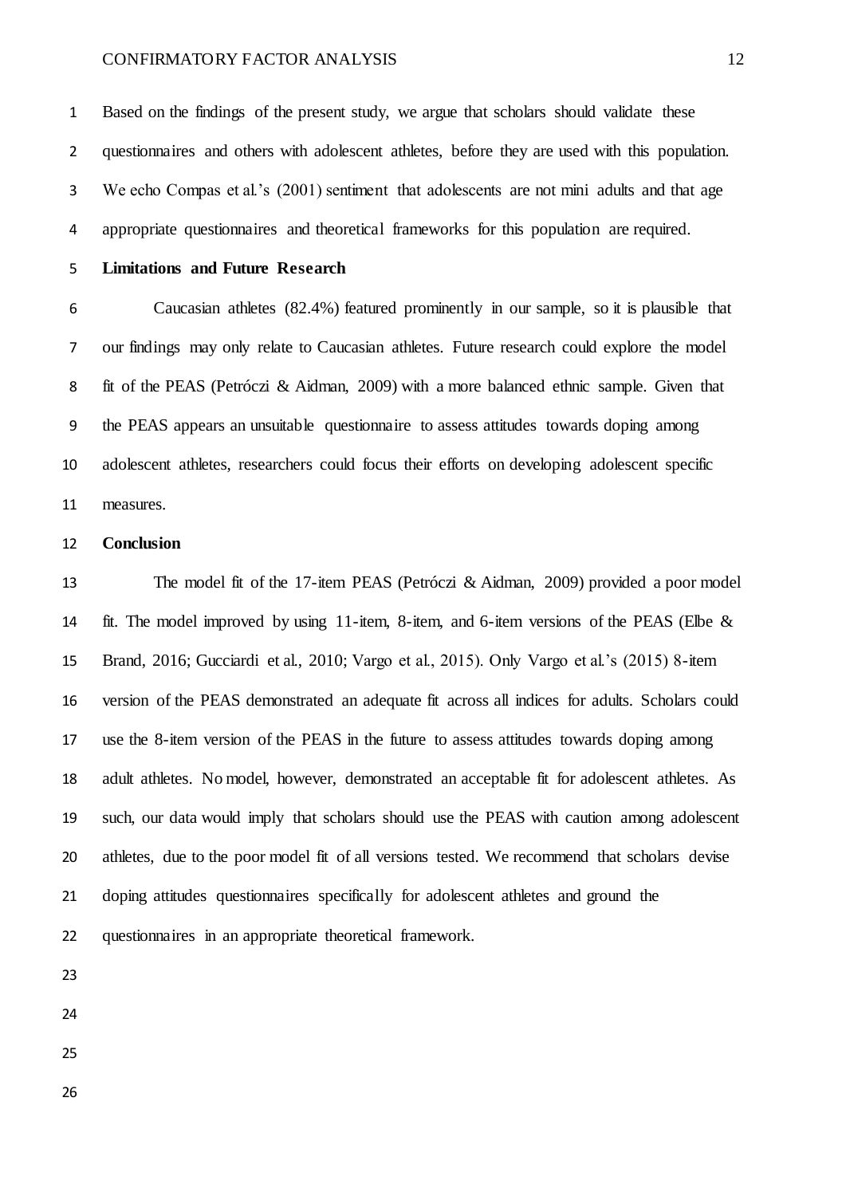Based on the findings of the present study, we argue that scholars should validate these questionnaires and others with adolescent athletes, before they are used with this population. We echo Compas et al.'s (2001) sentiment that adolescents are not mini adults and that age appropriate questionnaires and theoretical frameworks for this population are required.

## Limitations and Future Research

Caucasian athletes (82.4%) featured prominently in our sample, so it is plausible that our findings may only relate to Caucasian athletes. Future research could explore the model fit of the PEAS (Petróczi & Aidman, 2009) with a more balanced ethnic sample. Given that the PEAS appears an unsuitable questionnaire to assess attitudes towards doping among adolescent athletes, researchers could focus their efforts on developing adolescent specific measures.

## Conclusion

The model fit of the 17-item PEAS (Petróczi & Aidman, 2009) provided a poor model fit. The model improved by using 11-item, 8-item, and 6-item versions of the PEAS (Elbe & Brand, 2016; Gucciardi et al., 2010; Vargo et al., 2015). Only Vargo et al.'s (2015) 8-item version of the PEAS demonstrated an adequate fit across all indices for adults. Scholars could use the 8-item version of the PEAS in the future to assess attitudes towards doping among adult athletes. No model, however, demonstrated an acceptable fit for adolescent athletes. As such, our data would imply that scholars should use the PEAS with caution among adolescent athletes, due to the poor model fit of all versions tested. We recommend that scholars devise doping attitudes questionnaires specifically for adolescent athletes and ground the questionnaires in an appropriate theoretical framework.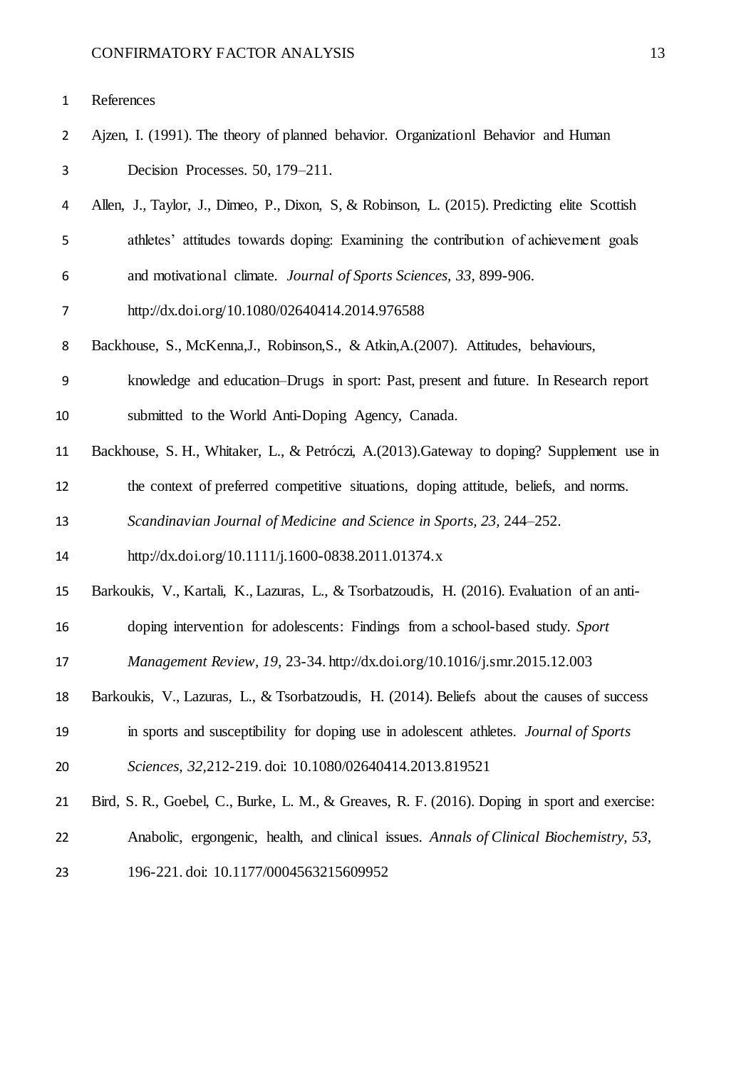# References

Ajzen, I. (1991). The theory of planned behavior. Organizationl Behavior and Human Decision Processes. 50, 179–211.

Allen, J., Taylor, J., Dimeo, P., Dixon, S, & Robinson, L. (2015). Predicting elite Scottish athletes' attitudes towards doping: Examining the contribution of achievement goals and motivational climate. *Journal of Sports Sciences, 33,* 899-906. http://dx.doi.org/10.1080/02640414.2014.976588

Backhouse, S., McKenna,J., Robinson,S., & Atkin,A.(2007). Attitudes, behaviours, knowledge and education–Drugs in sport: Past, present and future. In Research report submitted to the World Anti-Doping Agency, Canada.

Backhouse, S. H., Whitaker, L., & Petróczi, A.(2013).Gateway to doping? Supplement use in the context of preferred competitive situations, doping attitude, beliefs, and norms. *Scandinavian Journal of Medicine and Science in Sports, 23,* 244–252. http://dx.doi.org/10.1111/j.1600-0838.2011.01374.x

Barkoukis, V., Kartali, K., Lazuras, L., & Tsorbatzoudis, H. (2016). Evaluation of an anti-doping intervention for adolescents: Findings from a school-based study. *Sport Management Review, 19,* 23-34. http://dx.doi.org/10.1016/j.smr.2015.12.003

Barkoukis, V., Lazuras, L., & Tsorbatzoudis, H. (2014). Beliefs about the causes of success in sports and susceptibility for doping use in adolescent athletes. *Journal of Sports Sciences, 32,*212-219. doi: 10.1080/02640414.2013.819521

Bird, S. R., Goebel, C., Burke, L. M., & Greaves, R. F. (2016). Doping in sport and exercise: Anabolic, ergongenic, health, and clinical issues. *Annals of Clinical Biochemistry, 53,* 196-221. doi: 10.1177/0004563215609952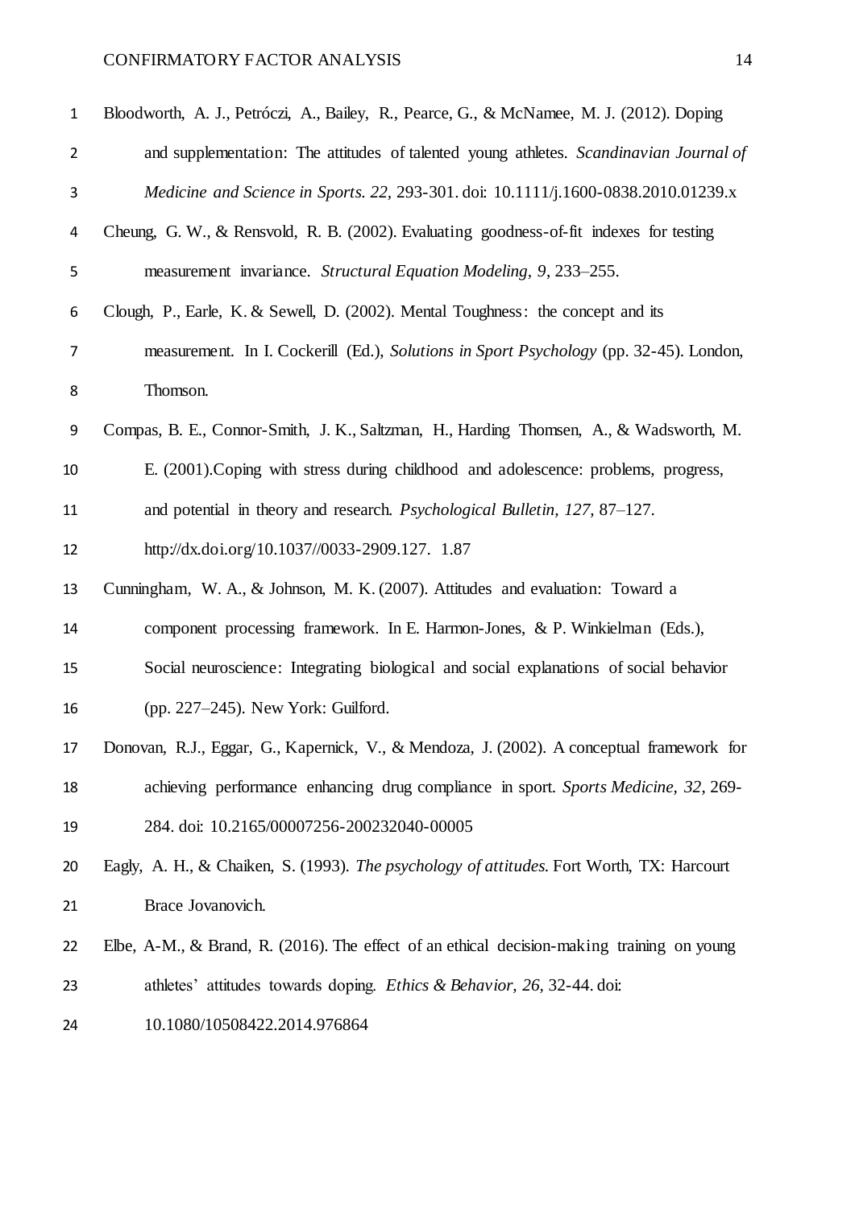Bloodworth, A. J., Petróczi, A., Bailey, R., Pearce, G., & McNamee, M. J. (2012). Doping and supplementation: The attitudes of talented young athletes. *Scandinavian Journal of Medicine and Science in Sports. 22,* 293-301. doi: 10.1111/j.1600-0838.2010.01239.x

Cheung, G. W., & Rensvold, R. B. (2002). Evaluating goodness-of-fit indexes for testing measurement invariance. *Structural Equation Modeling, 9*, 233–255.

Clough, P., Earle, K. & Sewell, D. (2002). Mental Toughness: the concept and its measurement. In I. Cockerill (Ed.), *Solutions in Sport Psychology* (pp. 32-45). London, Thomson.

Compas, B. E., Connor-Smith, J. K., Saltzman, H., Harding Thomsen, A., & Wadsworth, M. E. (2001).Coping with stress during childhood and adolescence: problems, progress, and potential in theory and research. *Psychological Bulletin, 127,* 87–127. http://dx.doi.org/10.1037//0033-2909.127. 1.87

Cunningham, W. A., & Johnson, M. K. (2007). Attitudes and evaluation: Toward a component processing framework. In E. Harmon-Jones, & P. Winkielman (Eds.), Social neuroscience: Integrating biological and social explanations of social behavior (pp. 227–245). New York: Guilford.

Donovan, R.J., Eggar, G., Kapernick, V., & Mendoza, J. (2002). A conceptual framework for achieving performance enhancing drug compliance in sport. *Sports Medicine, 32*, 269-284. doi: 10.2165/00007256-200232040-00005

Eagly, A. H., & Chaiken, S. (1993). *The psychology of attitudes*. Fort Worth, TX: Harcourt Brace Jovanovich.

Elbe, A-M., & Brand, R. (2016). The effect of an ethical decision-making training on young athletes' attitudes towards doping. *Ethics & Behavior, 26*, 32-44. doi: 10.1080/10508422.2014.976864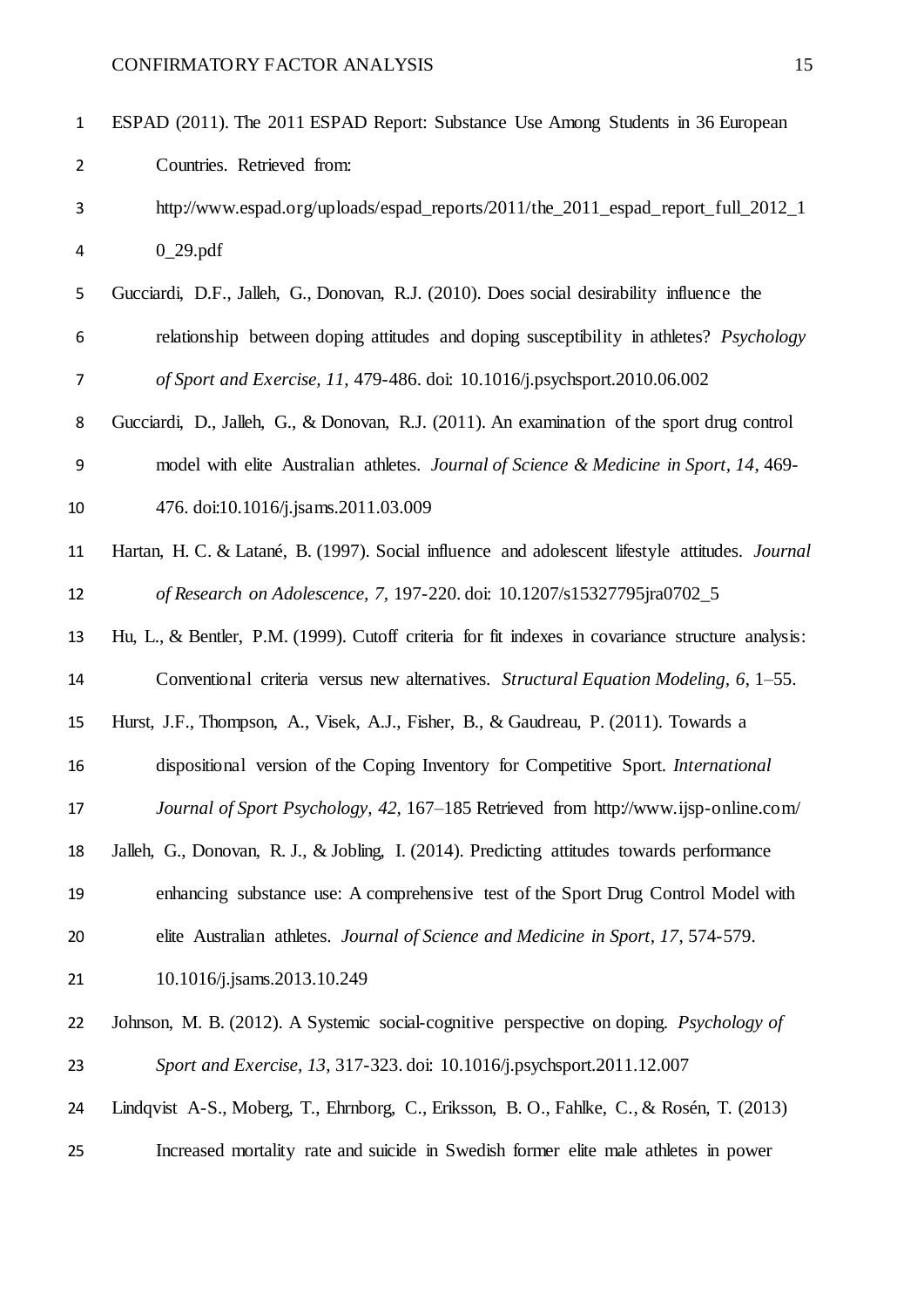ESPAD (2011). The 2011 ESPAD Report: Substance Use Among Students in 36 European Countries. Retrieved from: http://www.espad.org/uploads/espad_reports/2011/the_2011_espad_report_full_2012_10_29.pdf

Gucciardi, D.F., Jalleh, G., Donovan, R.J. (2010). Does social desirability influence the relationship between doping attitudes and doping susceptibility in athletes? *Psychology of Sport and Exercise, 11*, 479-486. doi: 10.1016/j.psychsport.2010.06.002

Gucciardi, D., Jalleh, G., & Donovan, R.J. (2011). An examination of the sport drug control model with elite Australian athletes. *Journal of Science & Medicine in Sport, 14*, 469-476. doi:10.1016/j.jsams.2011.03.009

Hartan, H. C. & Latané, B. (1997). Social influence and adolescent lifestyle attitudes. *Journal of Research on Adolescence, 7*, 197-220. doi: 10.1207/s15327795jra0702_5

Hu, L., & Bentler, P.M. (1999). Cutoff criteria for fit indexes in covariance structure analysis: Conventional criteria versus new alternatives. *Structural Equation Modeling, 6*, 1–55.

Hurst, J.F., Thompson, A., Visek, A.J., Fisher, B., & Gaudreau, P. (2011). Towards a dispositional version of the Coping Inventory for Competitive Sport. *International Journal of Sport Psychology, 42*, 167–185 Retrieved from http://www.ijsp-online.com/

Jalleh, G., Donovan, R. J., & Jobling, I. (2014). Predicting attitudes towards performance enhancing substance use: A comprehensive test of the Sport Drug Control Model with elite Australian athletes. *Journal of Science and Medicine in Sport, 17*, 574-579. 10.1016/j.jsams.2013.10.249

Johnson, M. B. (2012). A Systemic social-cognitive perspective on doping. *Psychology of Sport and Exercise, 13*, 317-323. doi: 10.1016/j.psychsport.2011.12.007

Lindqvist A-S., Moberg, T., Ehrnborg, C., Eriksson, B. O., Fahlke, C., & Rosén, T. (2013) Increased mortality rate and suicide in Swedish former elite male athletes in power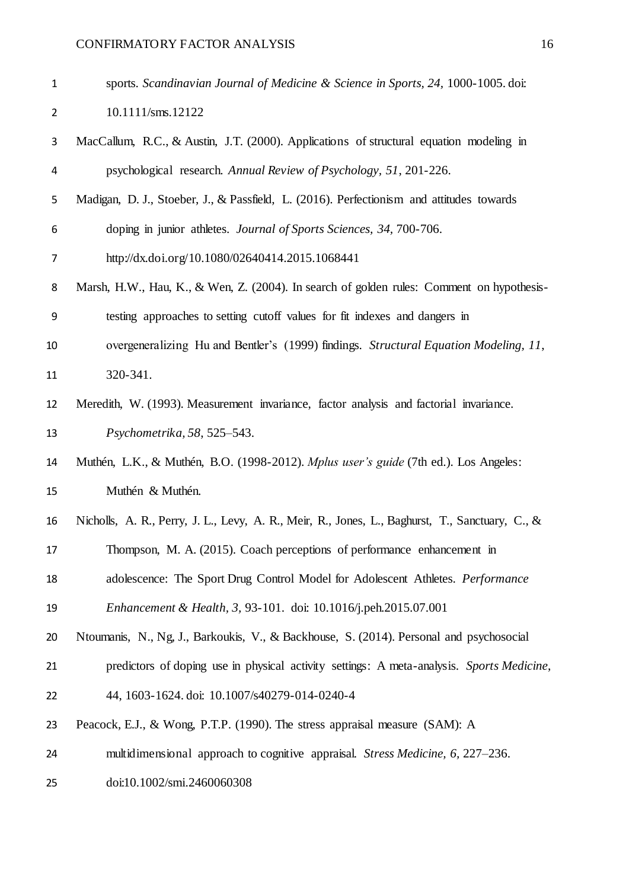sports. *Scandinavian Journal of Medicine & Science in Sports, 24,* 1000-1005. doi: 10.1111/sms.12122

MacCallum, R.C., & Austin, J.T. (2000). Applications of structural equation modeling in psychological research. *Annual Review of Psychology, 51,* 201-226.

Madigan, D. J., Stoeber, J., & Passfield, L. (2016). Perfectionism and attitudes towards doping in junior athletes. *Journal of Sports Sciences, 34,* 700-706. http://dx.doi.org/10.1080/02640414.2015.1068441

Marsh, H.W., Hau, K., & Wen, Z. (2004). In search of golden rules: Comment on hypothesis-testing approaches to setting cutoff values for fit indexes and dangers in overgeneralizing Hu and Bentler's (1999) findings. *Structural Equation Modeling, 11,* 320-341.

Meredith, W. (1993). Measurement invariance, factor analysis and factorial invariance. *Psychometrika, 58,* 525–543.

Muthén, L.K., & Muthén, B.O. (1998-2012). *Mplus user's guide* (7th ed.). Los Angeles: Muthén & Muthén.

Nicholls, A. R., Perry, J. L., Levy, A. R., Meir, R., Jones, L., Baghurst, T., Sanctuary, C., & Thompson, M. A. (2015). Coach perceptions of performance enhancement in adolescence: The Sport Drug Control Model for Adolescent Athletes. *Performance Enhancement & Health, 3,* 93-101. doi: 10.1016/j.peh.2015.07.001

Ntoumanis, N., Ng, J., Barkoukis, V., & Backhouse, S. (2014). Personal and psychosocial predictors of doping use in physical activity settings: A meta-analysis. *Sports Medicine*, 44, 1603-1624. doi: 10.1007/s40279-014-0240-4

Peacock, E.J., & Wong, P.T.P. (1990). The stress appraisal measure (SAM): A multidimensional approach to cognitive appraisal. *Stress Medicine, 6,* 227–236. doi:10.1002/smi.2460060308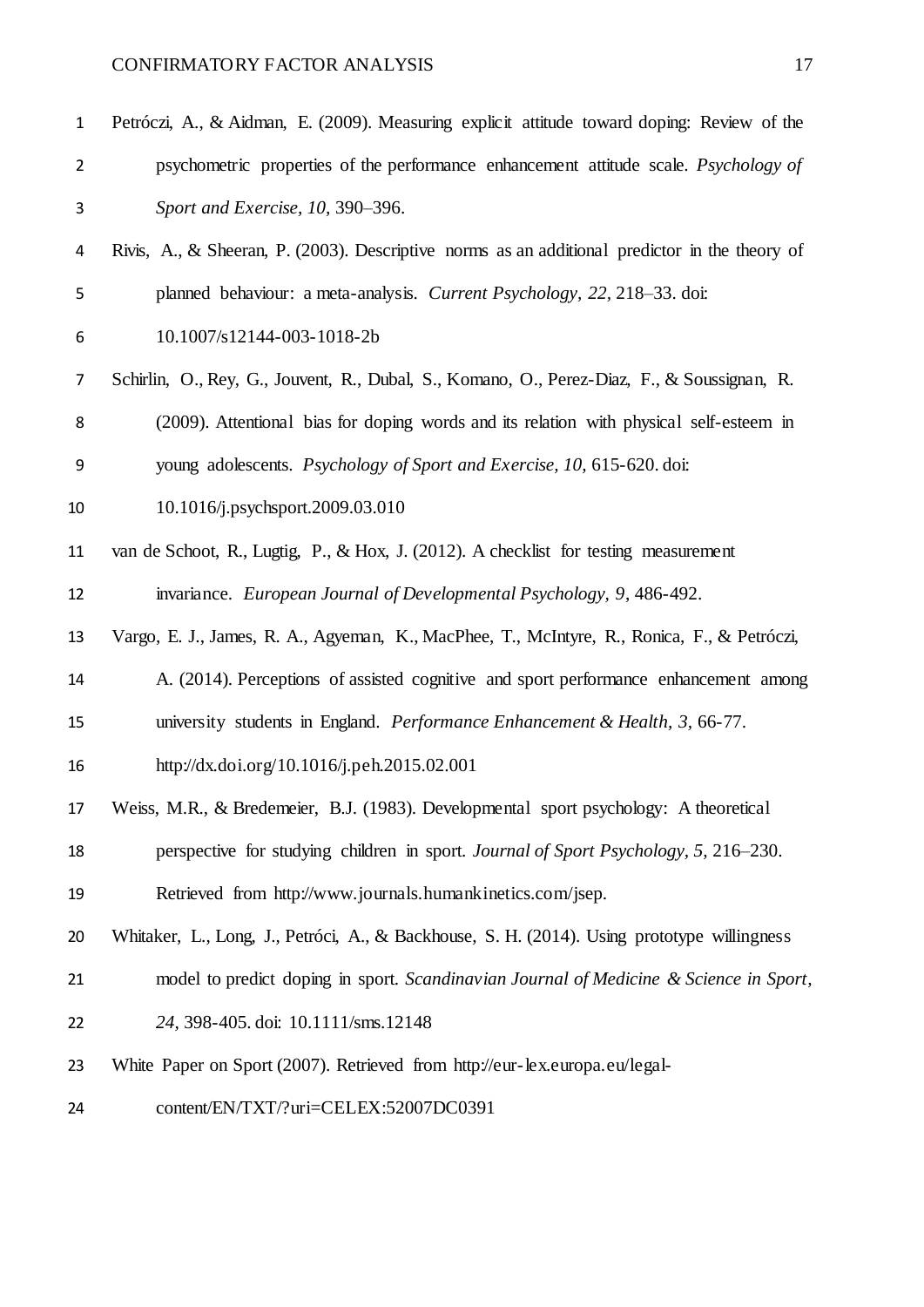Petróczi, A., & Aidman, E. (2009). Measuring explicit attitude toward doping: Review of the psychometric properties of the performance enhancement attitude scale. *Psychology of Sport and Exercise, 10,* 390–396.

Rivis, A., & Sheeran, P. (2003). Descriptive norms as an additional predictor in the theory of planned behaviour: a meta-analysis. *Current Psychology, 22,* 218–33. doi: 10.1007/s12144-003-1018-2b

Schirlin, O., Rey, G., Jouvent, R., Dubal, S., Komano, O., Perez-Diaz, F., & Soussignan, R. (2009). Attentional bias for doping words and its relation with physical self-esteem in young adolescents. *Psychology of Sport and Exercise, 10,* 615-620. doi: 10.1016/j.psychsport.2009.03.010

van de Schoot, R., Lugtig, P., & Hox, J. (2012). A checklist for testing measurement invariance. *European Journal of Developmental Psychology, 9,* 486-492.

Vargo, E. J., James, R. A., Agyeman, K., MacPhee, T., McIntyre, R., Ronica, F., & Petróczi, A. (2014). Perceptions of assisted cognitive and sport performance enhancement among university students in England. *Performance Enhancement & Health, 3,* 66-77. http://dx.doi.org/10.1016/j.peh.2015.02.001

Weiss, M.R., & Bredemeier, B.J. (1983). Developmental sport psychology: A theoretical perspective for studying children in sport. *Journal of Sport Psychology, 5,* 216–230. Retrieved from http://www.journals.humankinetics.com/jsep.

Whitaker, L., Long, J., Petróci, A., & Backhouse, S. H. (2014). Using prototype willingness model to predict doping in sport. *Scandinavian Journal of Medicine & Science in Sport, 24,* 398-405. doi: 10.1111/sms.12148

White Paper on Sport (2007). Retrieved from http://eur-lex.europa.eu/legal-content/EN/TXT/?uri=CELEX:52007DC0391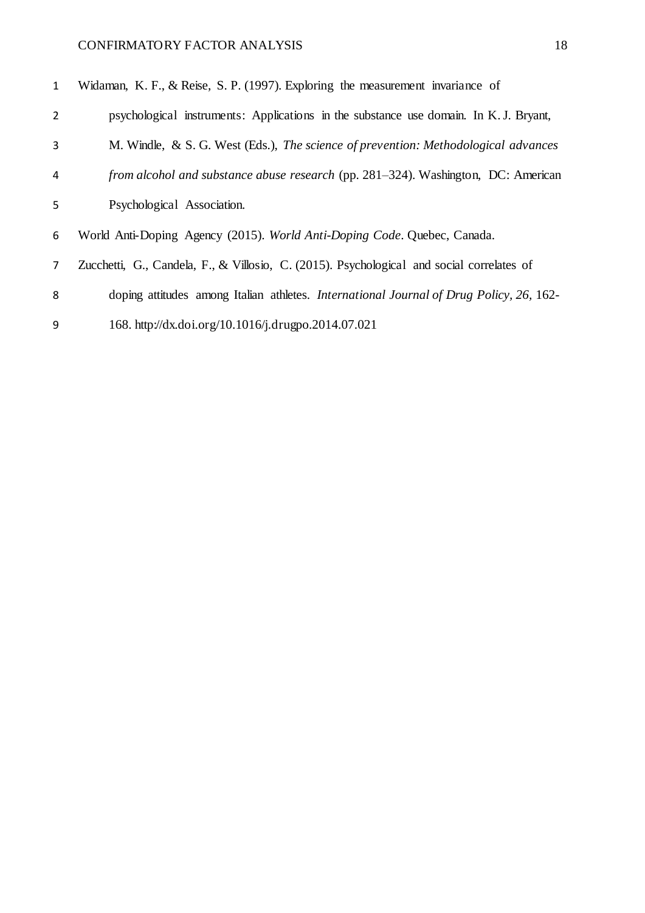Widaman, K. F., & Reise, S. P. (1997). Exploring the measurement invariance of psychological instruments: Applications in the substance use domain. In K. J. Bryant, M. Windle, & S. G. West (Eds.), *The science of prevention: Methodological advances from alcohol and substance abuse research* (pp. 281–324). Washington, DC: American Psychological Association.

World Anti-Doping Agency (2015). *World Anti-Doping Code*. Quebec, Canada.

Zucchetti, G., Candela, F., & Villosio, C. (2015). Psychological and social correlates of doping attitudes among Italian athletes. *International Journal of Drug Policy, 26*, 162-168. http://dx.doi.org/10.1016/j.drugpo.2014.07.021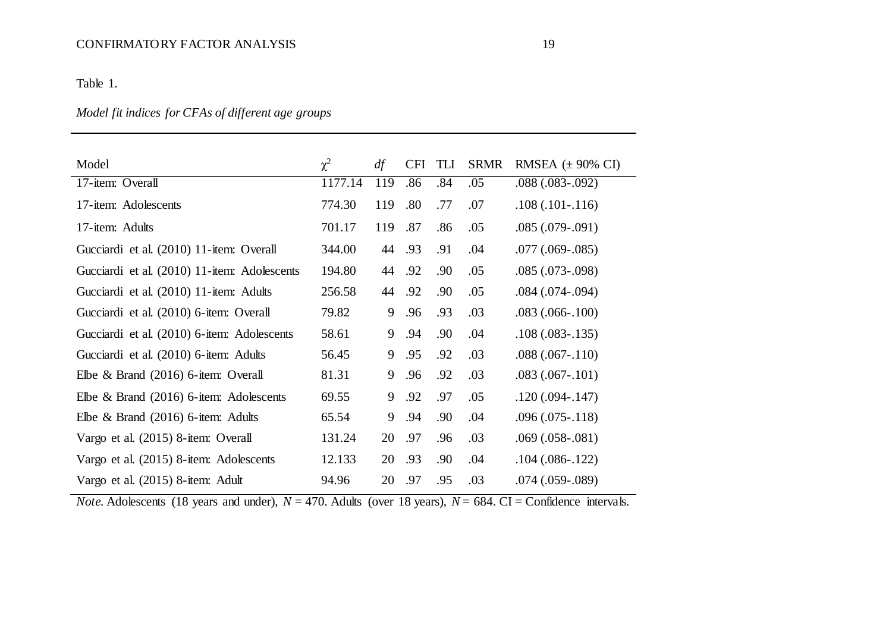Table 1.

*Model fit indices for CFAs of different age groups*

| Model | $\chi^2$ | *df* | CFI | TLI | SRMR | RMSEA (± 90% CI) |
|---|---|---|---|---|---|---|
| 17-item: Overall | 1177.14 | 119 | .86 | .84 | .05 | .088 (.083-.092) |
| 17-item: Adolescents | 774.30 | 119 | .80 | .77 | .07 | .108 (.101-.116) |
| 17-item: Adults | 701.17 | 119 | .87 | .86 | .05 | .085 (.079-.091) |
| Gucciardi et al. (2010) 11-item: Overall | 344.00 | 44 | .93 | .91 | .04 | .077 (.069-.085) |
| Gucciardi et al. (2010) 11-item: Adolescents | 194.80 | 44 | .92 | .90 | .05 | .085 (.073-.098) |
| Gucciardi et al. (2010) 11-item: Adults | 256.58 | 44 | .92 | .90 | .05 | .084 (.074-.094) |
| Gucciardi et al. (2010) 6-item: Overall | 79.82 | 9 | .96 | .93 | .03 | .083 (.066-.100) |
| Gucciardi et al. (2010) 6-item: Adolescents | 58.61 | 9 | .94 | .90 | .04 | .108 (.083-.135) |
| Gucciardi et al. (2010) 6-item: Adults | 56.45 | 9 | .95 | .92 | .03 | .088 (.067-.110) |
| Elbe & Brand (2016) 6-item: Overall | 81.31 | 9 | .96 | .92 | .03 | .083 (.067-.101) |
| Elbe & Brand (2016) 6-item: Adolescents | 69.55 | 9 | .92 | .97 | .05 | .120 (.094-.147) |
| Elbe & Brand (2016) 6-item: Adults | 65.54 | 9 | .94 | .90 | .04 | .096 (.075-.118) |
| Vargo et al. (2015) 8-item: Overall | 131.24 | 20 | .97 | .96 | .03 | .069 (.058-.081) |
| Vargo et al. (2015) 8-item: Adolescents | 12.133 | 20 | .93 | .90 | .04 | .104 (.086-.122) |
| Vargo et al. (2015) 8-item: Adult | 94.96 | 20 | .97 | .95 | .03 | .074 (.059-.089) |

*Note*. Adolescents (18 years and under), $N$ = 470. Adults (over 18 years), $N$ = 684. CI = Confidence intervals.